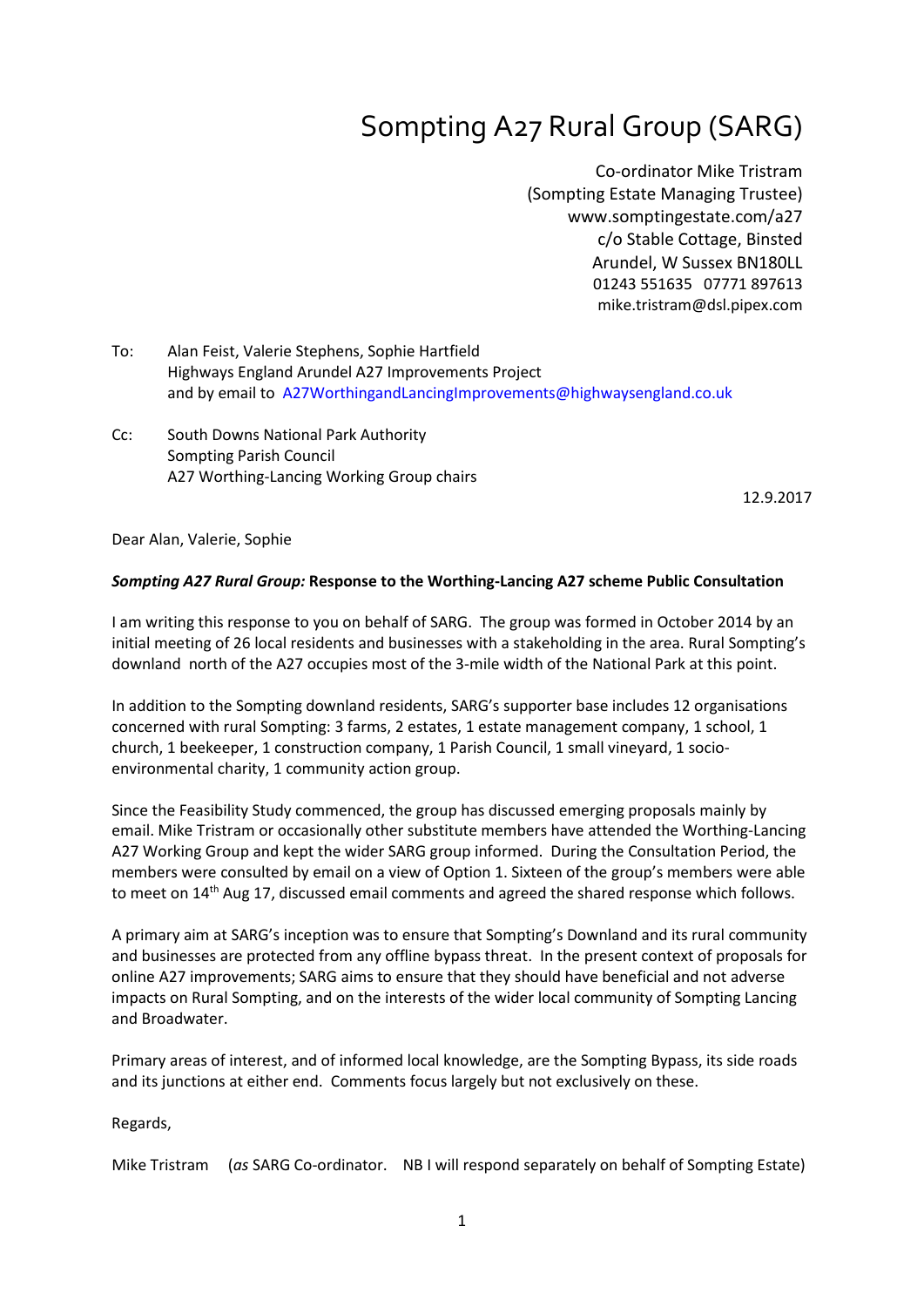# Sompting A27 Rural Group (SARG)

Co-ordinator Mike Tristram
(Sompting Estate Managing Trustee)
www.somptingestate.com/a27
c/o Stable Cottage, Binsted
Arundel, W Sussex BN180LL
01243 551635   07771 897613
mike.tristram@dsl.pipex.com

To: Alan Feist, Valerie Stephens, Sophie Hartfield
Highways England Arundel A27 Improvements Project
and by email to A27WorthingandLancingImprovements@highwaysengland.co.uk

Cc: South Downs National Park Authority
Sompting Parish Council
A27 Worthing-Lancing Working Group chairs

12.9.2017

Dear Alan, Valerie, Sophie

***Sompting A27 Rural Group:* Response to the Worthing-Lancing A27 scheme Public Consultation**

I am writing this response to you on behalf of SARG. The group was formed in October 2014 by an initial meeting of 26 local residents and businesses with a stakeholding in the area. Rural Sompting's downland north of the A27 occupies most of the 3-mile width of the National Park at this point.

In addition to the Sompting downland residents, SARG's supporter base includes 12 organisations concerned with rural Sompting: 3 farms, 2 estates, 1 estate management company, 1 school, 1 church, 1 beekeeper, 1 construction company, 1 Parish Council, 1 small vineyard, 1 socio-environmental charity, 1 community action group.

Since the Feasibility Study commenced, the group has discussed emerging proposals mainly by email. Mike Tristram or occasionally other substitute members have attended the Worthing-Lancing A27 Working Group and kept the wider SARG group informed. During the Consultation Period, the members were consulted by email on a view of Option 1. Sixteen of the group's members were able to meet on 14th Aug 17, discussed email comments and agreed the shared response which follows.

A primary aim at SARG's inception was to ensure that Sompting's Downland and its rural community and businesses are protected from any offline bypass threat. In the present context of proposals for online A27 improvements; SARG aims to ensure that they should have beneficial and not adverse impacts on Rural Sompting, and on the interests of the wider local community of Sompting Lancing and Broadwater.

Primary areas of interest, and of informed local knowledge, are the Sompting Bypass, its side roads and its junctions at either end. Comments focus largely but not exclusively on these.

Regards,

Mike Tristram    (*as* SARG Co-ordinator.    NB I will respond separately on behalf of Sompting Estate)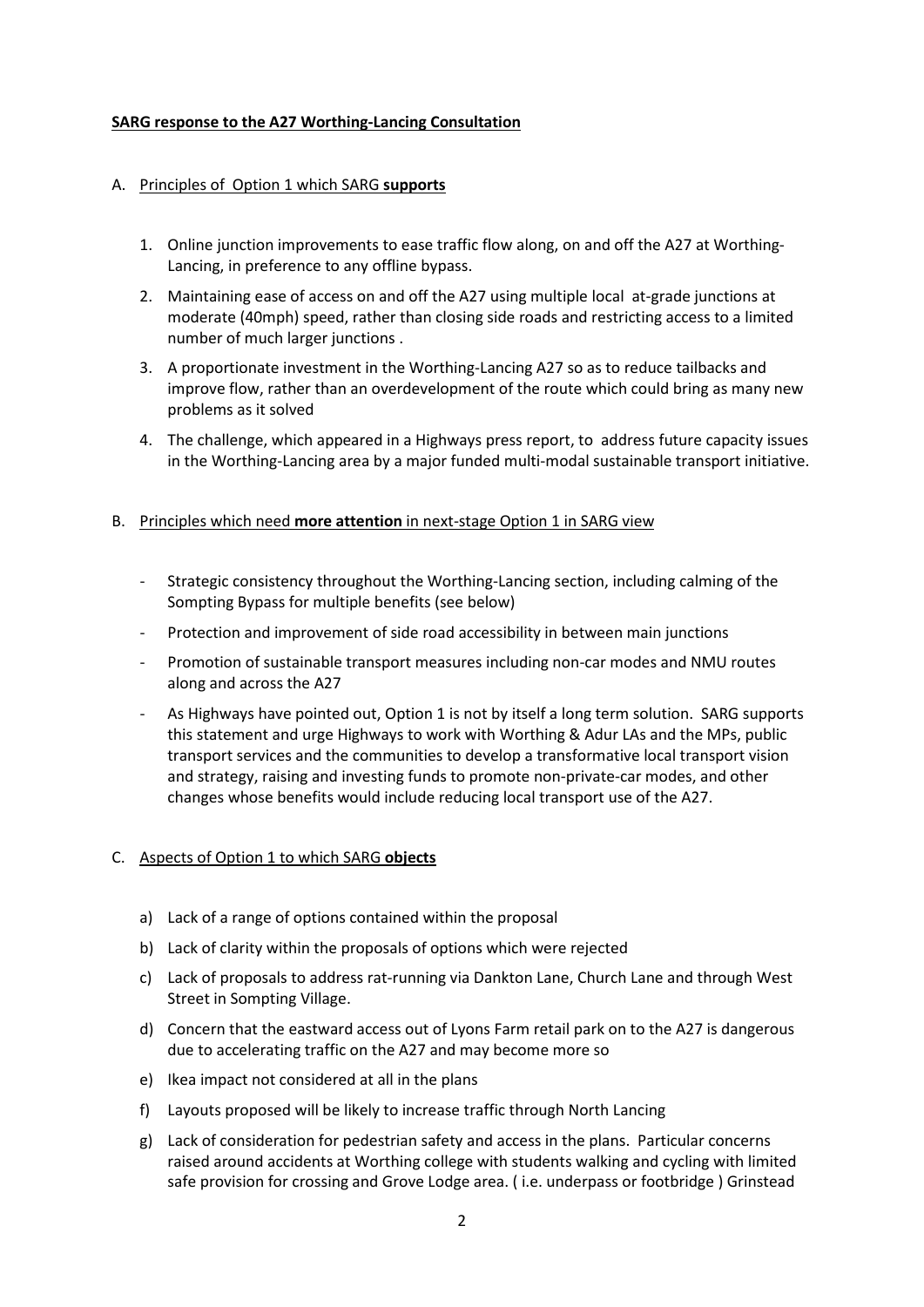**SARG response to the A27 Worthing-Lancing Consultation**

A. Principles of Option 1 which SARG **supports**

1. Online junction improvements to ease traffic flow along, on and off the A27 at Worthing-Lancing, in preference to any offline bypass.
2. Maintaining ease of access on and off the A27 using multiple local at-grade junctions at moderate (40mph) speed, rather than closing side roads and restricting access to a limited number of much larger junctions .
3. A proportionate investment in the Worthing-Lancing A27 so as to reduce tailbacks and improve flow, rather than an overdevelopment of the route which could bring as many new problems as it solved
4. The challenge, which appeared in a Highways press report, to address future capacity issues in the Worthing-Lancing area by a major funded multi-modal sustainable transport initiative.

B. Principles which need **more attention** in next-stage Option 1 in SARG view

- Strategic consistency throughout the Worthing-Lancing section, including calming of the Sompting Bypass for multiple benefits (see below)
- Protection and improvement of side road accessibility in between main junctions
- Promotion of sustainable transport measures including non-car modes and NMU routes along and across the A27
- As Highways have pointed out, Option 1 is not by itself a long term solution. SARG supports this statement and urge Highways to work with Worthing & Adur LAs and the MPs, public transport services and the communities to develop a transformative local transport vision and strategy, raising and investing funds to promote non-private-car modes, and other changes whose benefits would include reducing local transport use of the A27.

C. Aspects of Option 1 to which SARG **objects**

a) Lack of a range of options contained within the proposal

b) Lack of clarity within the proposals of options which were rejected

c) Lack of proposals to address rat-running via Dankton Lane, Church Lane and through West Street in Sompting Village.

d) Concern that the eastward access out of Lyons Farm retail park on to the A27 is dangerous due to accelerating traffic on the A27 and may become more so

e) Ikea impact not considered at all in the plans

f) Layouts proposed will be likely to increase traffic through North Lancing

g) Lack of consideration for pedestrian safety and access in the plans. Particular concerns raised around accidents at Worthing college with students walking and cycling with limited safe provision for crossing and Grove Lodge area. ( i.e. underpass or footbridge ) Grinstead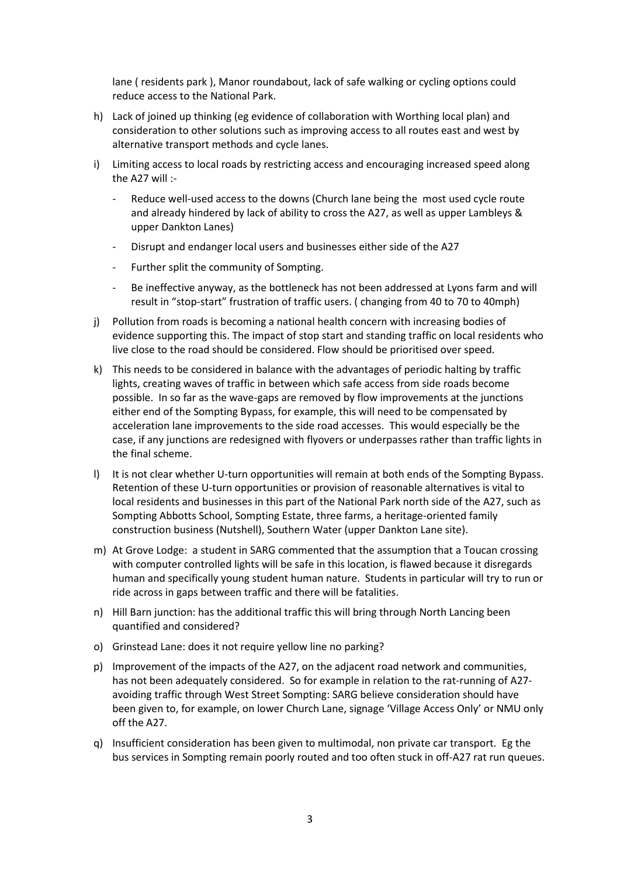lane ( residents park ), Manor roundabout, lack of safe walking or cycling options could reduce access to the National Park.

h) Lack of joined up thinking (eg evidence of collaboration with Worthing local plan) and consideration to other solutions such as improving access to all routes east and west by alternative transport methods and cycle lanes.

i) Limiting access to local roads by restricting access and encouraging increased speed along the A27 will :-

   - Reduce well-used access to the downs (Church lane being the most used cycle route and already hindered by lack of ability to cross the A27, as well as upper Lambleys & upper Dankton Lanes)
   - Disrupt and endanger local users and businesses either side of the A27
   - Further split the community of Sompting.
   - Be ineffective anyway, as the bottleneck has not been addressed at Lyons farm and will result in "stop-start" frustration of traffic users. ( changing from 40 to 70 to 40mph)

j) Pollution from roads is becoming a national health concern with increasing bodies of evidence supporting this. The impact of stop start and standing traffic on local residents who live close to the road should be considered. Flow should be prioritised over speed.

k) This needs to be considered in balance with the advantages of periodic halting by traffic lights, creating waves of traffic in between which safe access from side roads become possible. In so far as the wave-gaps are removed by flow improvements at the junctions either end of the Sompting Bypass, for example, this will need to be compensated by acceleration lane improvements to the side road accesses. This would especially be the case, if any junctions are redesigned with flyovers or underpasses rather than traffic lights in the final scheme.

l) It is not clear whether U-turn opportunities will remain at both ends of the Sompting Bypass. Retention of these U-turn opportunities or provision of reasonable alternatives is vital to local residents and businesses in this part of the National Park north side of the A27, such as Sompting Abbotts School, Sompting Estate, three farms, a heritage-oriented family construction business (Nutshell), Southern Water (upper Dankton Lane site).

m) At Grove Lodge: a student in SARG commented that the assumption that a Toucan crossing with computer controlled lights will be safe in this location, is flawed because it disregards human and specifically young student human nature. Students in particular will try to run or ride across in gaps between traffic and there will be fatalities.

n) Hill Barn junction: has the additional traffic this will bring through North Lancing been quantified and considered?

o) Grinstead Lane: does it not require yellow line no parking?

p) Improvement of the impacts of the A27, on the adjacent road network and communities, has not been adequately considered. So for example in relation to the rat-running of A27-avoiding traffic through West Street Sompting: SARG believe consideration should have been given to, for example, on lower Church Lane, signage 'Village Access Only' or NMU only off the A27.

q) Insufficient consideration has been given to multimodal, non private car transport. Eg the bus services in Sompting remain poorly routed and too often stuck in off-A27 rat run queues.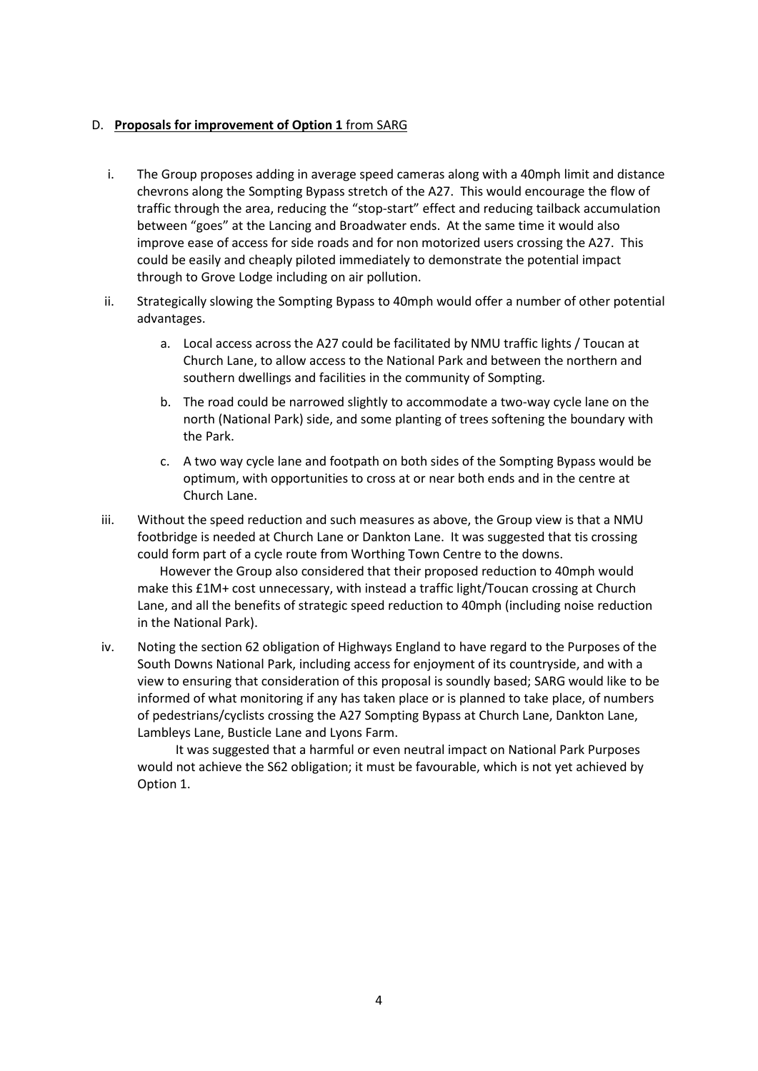D. **Proposals for improvement of Option 1** from SARG

i. The Group proposes adding in average speed cameras along with a 40mph limit and distance chevrons along the Sompting Bypass stretch of the A27. This would encourage the flow of traffic through the area, reducing the "stop-start" effect and reducing tailback accumulation between "goes" at the Lancing and Broadwater ends. At the same time it would also improve ease of access for side roads and for non motorized users crossing the A27. This could be easily and cheaply piloted immediately to demonstrate the potential impact through to Grove Lodge including on air pollution.

ii. Strategically slowing the Sompting Bypass to 40mph would offer a number of other potential advantages.

   a. Local access across the A27 could be facilitated by NMU traffic lights / Toucan at Church Lane, to allow access to the National Park and between the northern and southern dwellings and facilities in the community of Sompting.

   b. The road could be narrowed slightly to accommodate a two-way cycle lane on the north (National Park) side, and some planting of trees softening the boundary with the Park.

   c. A two way cycle lane and footpath on both sides of the Sompting Bypass would be optimum, with opportunities to cross at or near both ends and in the centre at Church Lane.

iii. Without the speed reduction and such measures as above, the Group view is that a NMU footbridge is needed at Church Lane or Dankton Lane. It was suggested that tis crossing could form part of a cycle route from Worthing Town Centre to the downs.

   However the Group also considered that their proposed reduction to 40mph would make this £1M+ cost unnecessary, with instead a traffic light/Toucan crossing at Church Lane, and all the benefits of strategic speed reduction to 40mph (including noise reduction in the National Park).

iv. Noting the section 62 obligation of Highways England to have regard to the Purposes of the South Downs National Park, including access for enjoyment of its countryside, and with a view to ensuring that consideration of this proposal is soundly based; SARG would like to be informed of what monitoring if any has taken place or is planned to take place, of numbers of pedestrians/cyclists crossing the A27 Sompting Bypass at Church Lane, Dankton Lane, Lambleys Lane, Busticle Lane and Lyons Farm.

   It was suggested that a harmful or even neutral impact on National Park Purposes would not achieve the S62 obligation; it must be favourable, which is not yet achieved by Option 1.